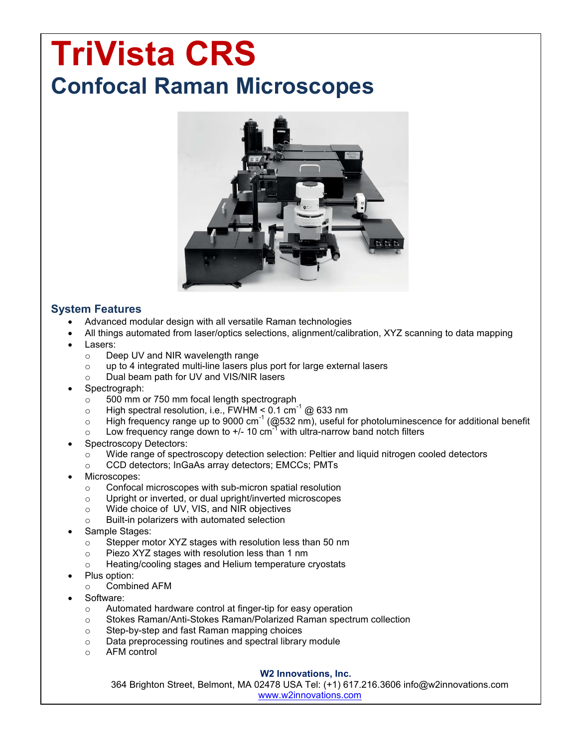# TriVista CRS

## Confocal Raman Microscopes

### System Features

- Advanced modular design with all versatile Raman technologies
- All things automated from laser/optics selections, alignment/calibration, XYZ scanning to data mapping
- Lasers:
  - Deep UV and NIR wavelength range
  - up to 4 integrated multi-line lasers plus port for large external lasers
  - Dual beam path for UV and VIS/NIR lasers
- Spectrograph:
  - 500 mm or 750 mm focal length spectrograph
  - High spectral resolution, i.e., FWHM < 0.1 $cm^{-1}$ @ 633 nm
  - High frequency range up to 9000 $cm^{-1}$ (@532 nm), useful for photoluminescence for additional benefit
  - Low frequency range down to +/- 10 $cm^{-1}$ with ultra-narrow band notch filters
- Spectroscopy Detectors:
  - Wide range of spectroscopy detection selection: Peltier and liquid nitrogen cooled detectors
  - CCD detectors; InGaAs array detectors; EMCCs; PMTs
- Microscopes:
  - Confocal microscopes with sub-micron spatial resolution
  - Upright or inverted, or dual upright/inverted microscopes
  - Wide choice of UV, VIS, and NIR objectives
  - Built-in polarizers with automated selection
- Sample Stages:
  - Stepper motor XYZ stages with resolution less than 50 nm
  - Piezo XYZ stages with resolution less than 1 nm
  - Heating/cooling stages and Helium temperature cryostats
- Plus option:
  - Combined AFM
- Software:
  - Automated hardware control at finger-tip for easy operation
  - Stokes Raman/Anti-Stokes Raman/Polarized Raman spectrum collection
  - Step-by-step and fast Raman mapping choices
  - Data preprocessing routines and spectral library module
  - AFM control

**W2 Innovations, Inc.**
364 Brighton Street, Belmont, MA 02478 USA Tel: (+1) 617.216.3606 info@w2innovations.com
www.w2innovations.com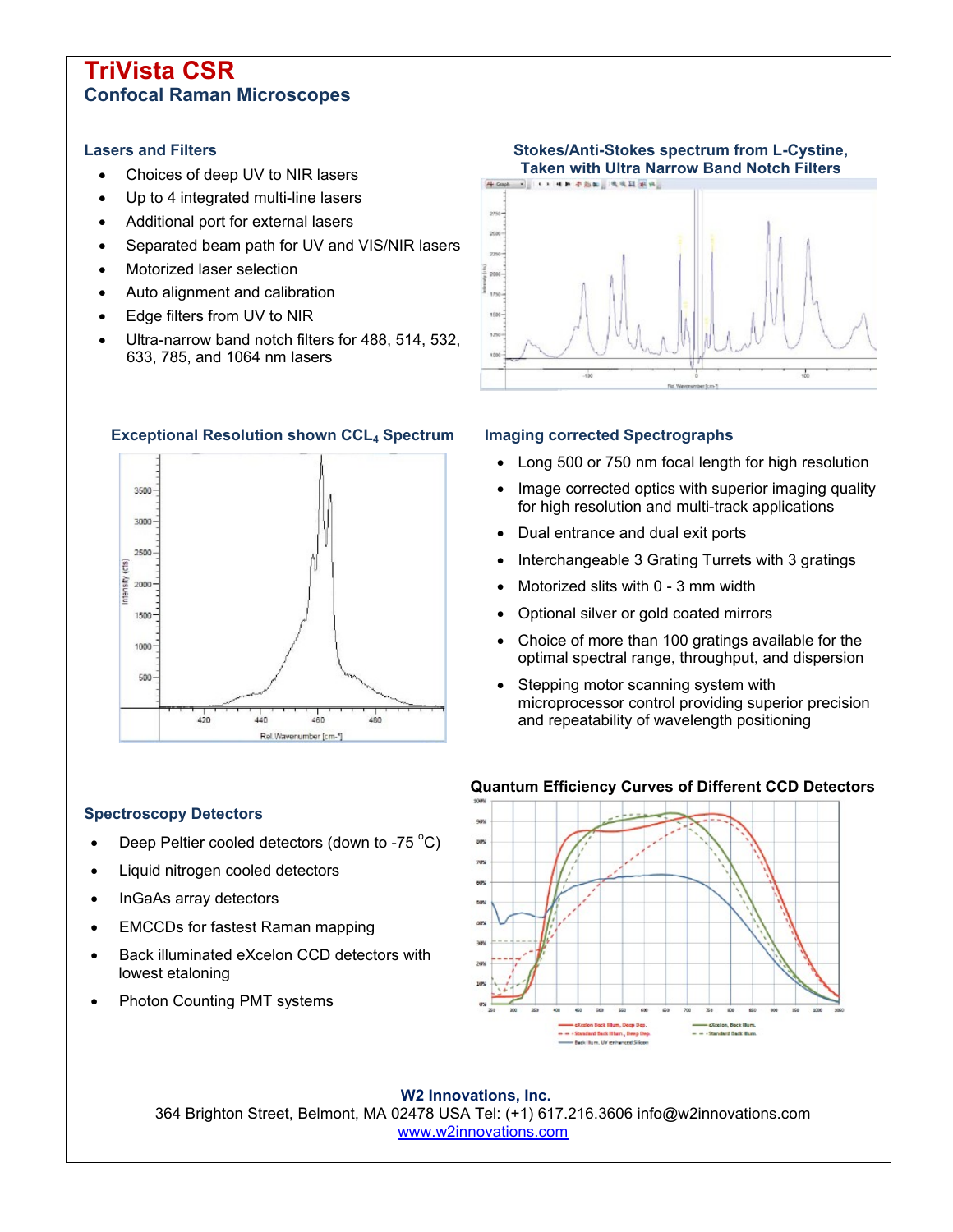# TriVista CSR
## Confocal Raman Microscopes

### Lasers and Filters

- Choices of deep UV to NIR lasers
- Up to 4 integrated multi-line lasers
- Additional port for external lasers
- Separated beam path for UV and VIS/NIR lasers
- Motorized laser selection
- Auto alignment and calibration
- Edge filters from UV to NIR
- Ultra-narrow band notch filters for 488, 514, 532, 633, 785, and 1064 nm lasers

### Stokes/Anti-Stokes spectrum from L-Cystine, Taken with Ultra Narrow Band Notch Filters

### Exceptional Resolution shown $CCL_4$ Spectrum

### Imaging corrected Spectrographs

- Long 500 or 750 nm focal length for high resolution
- Image corrected optics with superior imaging quality for high resolution and multi-track applications
- Dual entrance and dual exit ports
- Interchangeable 3 Grating Turrets with 3 gratings
- Motorized slits with 0 - 3 mm width
- Optional silver or gold coated mirrors
- Choice of more than 100 gratings available for the optimal spectral range, throughput, and dispersion
- Stepping motor scanning system with microprocessor control providing superior precision and repeatability of wavelength positioning

### Quantum Efficiency Curves of Different CCD Detectors

### Spectroscopy Detectors

- Deep Peltier cooled detectors (down to -75 $^{\circ}$C)
- Liquid nitrogen cooled detectors
- InGaAs array detectors
- EMCCDs for fastest Raman mapping
- Back illuminated eXcelon CCD detectors with lowest etaloning
- Photon Counting PMT systems

**W2 Innovations, Inc.**
364 Brighton Street, Belmont, MA 02478 USA Tel: (+1) 617.216.3606 info@w2innovations.com
www.w2innovations.com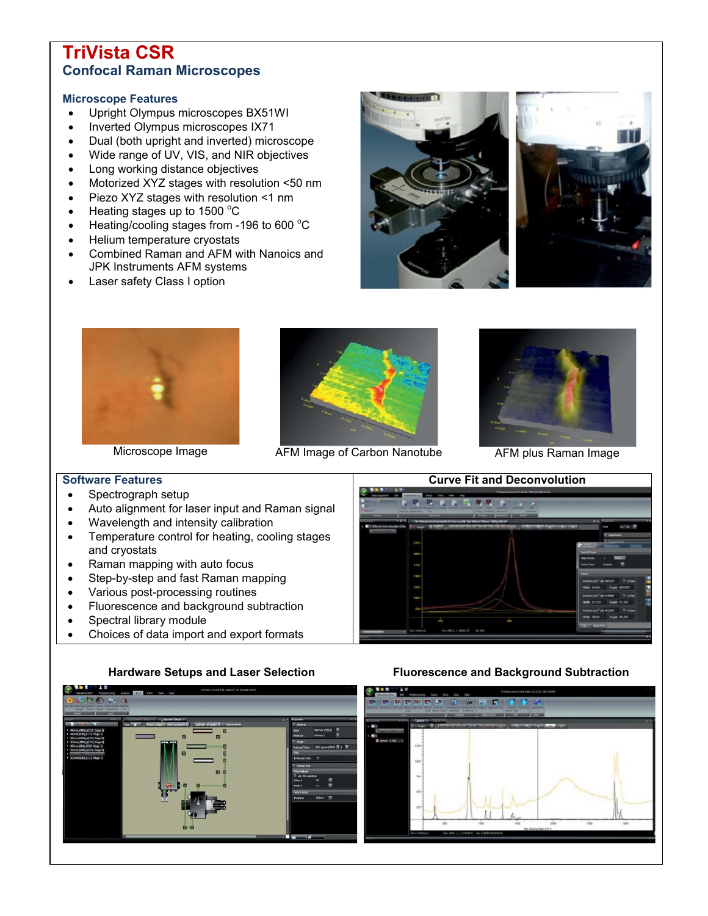# TriVista CSR

## Confocal Raman Microscopes

### Microscope Features

- Upright Olympus microscopes BX51WI
- Inverted Olympus microscopes IX71
- Dual (both upright and inverted) microscope
- Wide range of UV, VIS, and NIR objectives
- Long working distance objectives
- Motorized XYZ stages with resolution <50 nm
- Piezo XYZ stages with resolution <1 nm
- Heating stages up to 1500 °C
- Heating/cooling stages from -196 to 600 °C
- Helium temperature cryostats
- Combined Raman and AFM with Nanoics and JPK Instruments AFM systems
- Laser safety Class I option

Microscope Image

AFM Image of Carbon Nanotube

AFM plus Raman Image

### Software Features

- Spectrograph setup
- Auto alignment for laser input and Raman signal
- Wavelength and intensity calibration
- Temperature control for heating, cooling stages and cryostats
- Raman mapping with auto focus
- Step-by-step and fast Raman mapping
- Various post-processing routines
- Fluorescence and background subtraction
- Spectral library module
- Choices of data import and export formats

**Curve Fit and Deconvolution**

**Hardware Setups and Laser Selection**

**Fluorescence and Background Subtraction**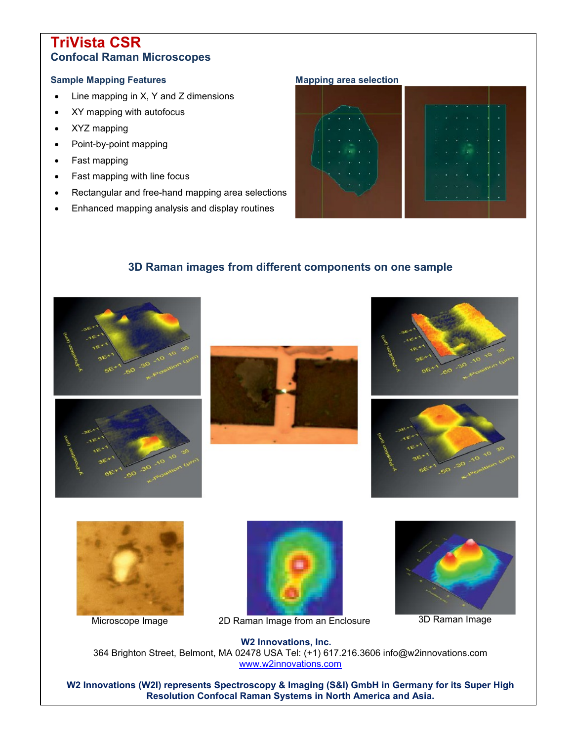# TriVista CSR

## Confocal Raman Microscopes

### Sample Mapping Features

- Line mapping in X, Y and Z dimensions
- XY mapping with autofocus
- XYZ mapping
- Point-by-point mapping
- Fast mapping
- Fast mapping with line focus
- Rectangular and free-hand mapping area selections
- Enhanced mapping analysis and display routines

### Mapping area selection

### 3D Raman images from different components on one sample

Microscope Image

2D Raman Image from an Enclosure

3D Raman Image

**W2 Innovations, Inc.**
364 Brighton Street, Belmont, MA 02478 USA Tel: (+1) 617.216.3606 info@w2innovations.com
www.w2innovations.com

**W2 Innovations (W2I) represents Spectroscopy & Imaging (S&I) GmbH in Germany for its Super High Resolution Confocal Raman Systems in North America and Asia.**